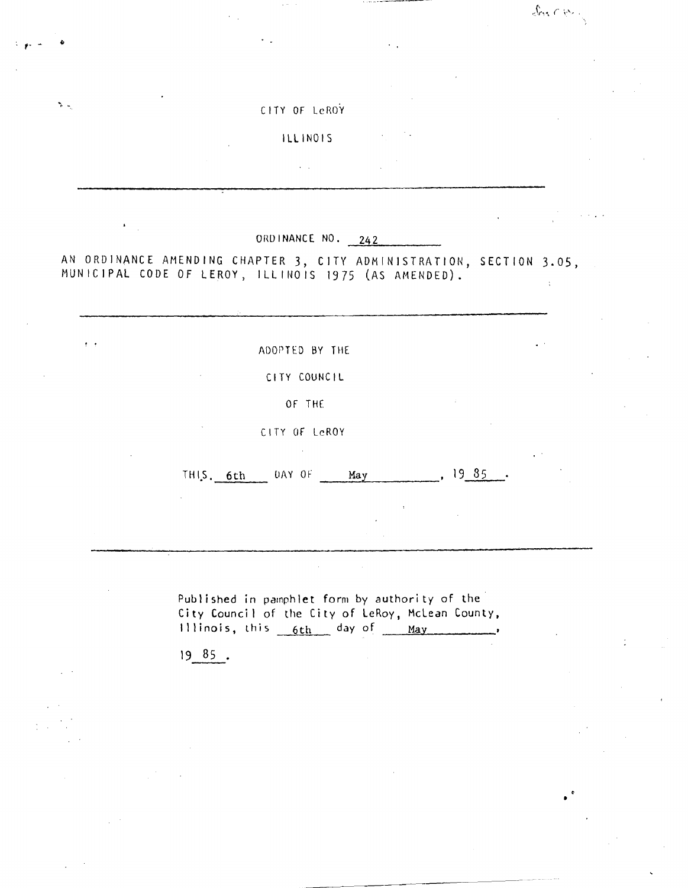CITY OF LeROY

ILLINOIS

---

ORDINANCE NO. 242

AN ORDINANCE AMENDING CHAPTER 3, CITY ADMINISTRATION, SECTION 3.05, MUNICIPAL CODE OF LEROY, ILLINOIS 1975 (AS AMENDED).

---

ADOPTED BY THE

CITY COUNCIL

OF THE

CITY OF LeROY

THIS 6th DAY OF May, 19 85.

---

Published in pamphlet form by authority of the City Council of the City of LeRoy, McLean County, Illinois, this 6th day of May, 19 85.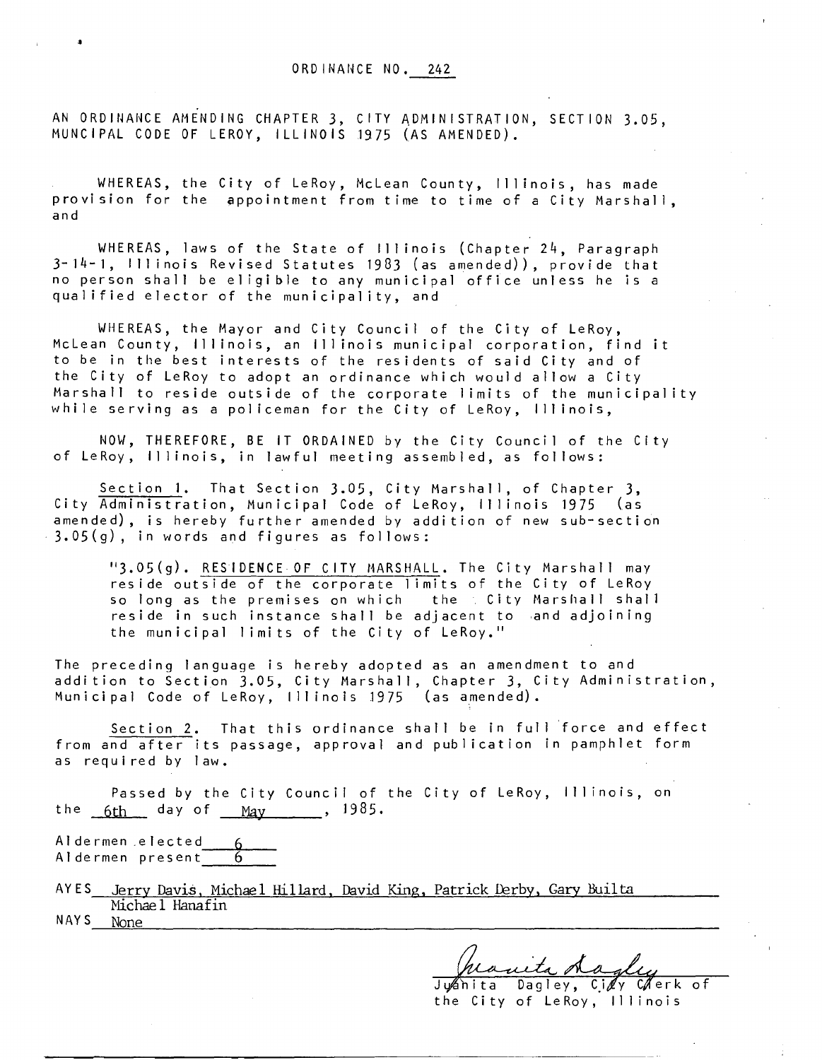ORDINANCE NO. 242

AN ORDINANCE AMENDING CHAPTER 3, CITY ADMINISTRATION, SECTION 3.05, MUNCIPAL CODE OF LEROY, ILLINOIS 1975 (AS AMENDED).

WHEREAS, the City of LeRoy, McLean County, Illinois, has made provision for the appointment from time to time of a City Marshall, and

WHEREAS, laws of the State of Illinois (Chapter 24, Paragraph 3-14-1, Illinois Revised Statutes 1983 (as amended)), provide that no person shall be eligible to any municipal office unless he is a qualified elector of the municipality, and

WHEREAS, the Mayor and City Council of the City of LeRoy, McLean County, Illinois, an Illinois municipal corporation, find it to be in the best interests of the residents of said City and of the City of LeRoy to adopt an ordinance which would allow a City Marshall to reside outside of the corporate limits of the municipality while serving as a policeman for the City of LeRoy, Illinois,

NOW, THEREFORE, BE IT ORDAINED by the City Council of the City of LeRoy, Illinois, in lawful meeting assembled, as follows:

Section 1. That Section 3.05, City Marshall, of Chapter 3, City Administration, Municipal Code of LeRoy, Illinois 1975 (as amended), is hereby further amended by addition of new sub-section 3.05(g), in words and figures as follows:

> "3.05(g). RESIDENCE OF CITY MARSHALL. The City Marshall may reside outside of the corporate limits of the City of LeRoy so long as the premises on which the City Marshall shall reside in such instance shall be adjacent to and adjoining the municipal limits of the City of LeRoy."

The preceding language is hereby adopted as an amendment to and addition to Section 3.05, City Marshall, Chapter 3, City Administration, Municipal Code of LeRoy, Illinois 1975 (as amended).

Section 2. That this ordinance shall be in full force and effect from and after its passage, approval and publication in pamphlet form as required by law.

Passed by the City Council of the City of LeRoy, Illinois, on the 6th day of May, 1985.

Aldermen elected 6
Aldermen present 6

AYES Jerry Davis, Michael Hillard, David King, Patrick Derby, Gary Builta Michael Hanafin

NAYS None

Juanita Dagley
Juanita Dagley, City Clerk of the City of LeRoy, Illinois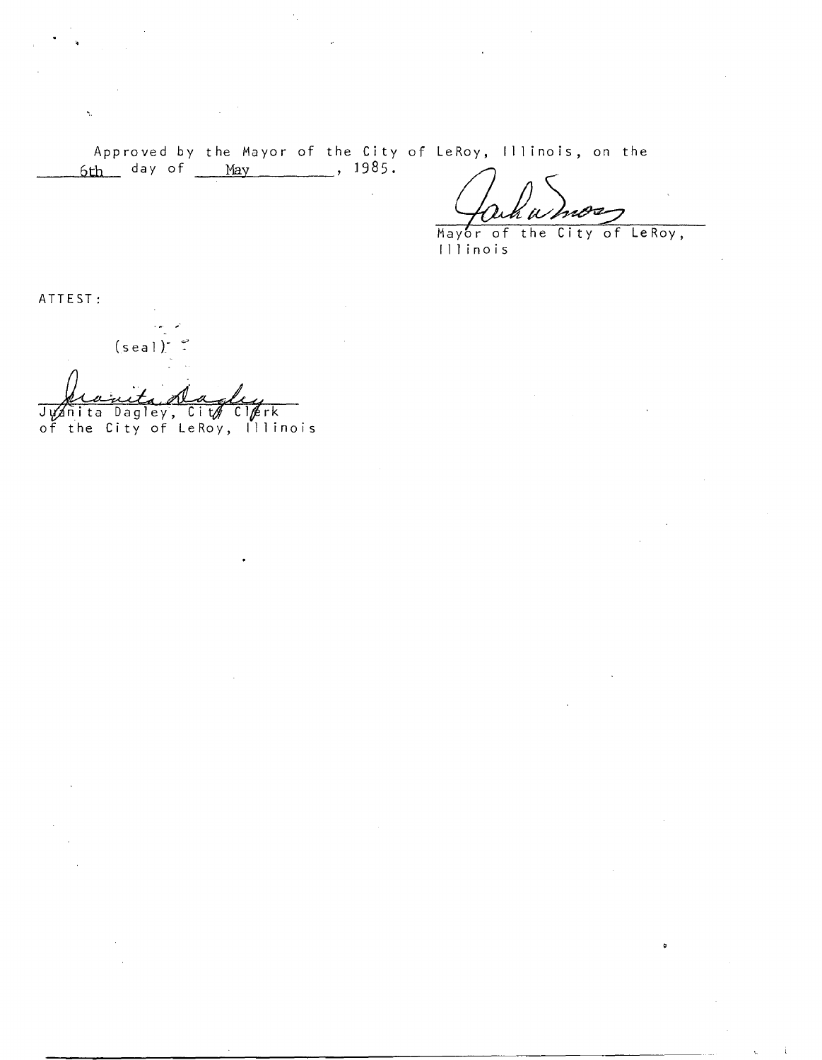Approved by the Mayor of the City of LeRoy, Illinois, on the 6th day of May, 1985.

Mayor of the City of LeRoy, Illinois

ATTEST:

(seal)

Juanita Dagley, City Clerk
of the City of LeRoy, Illinois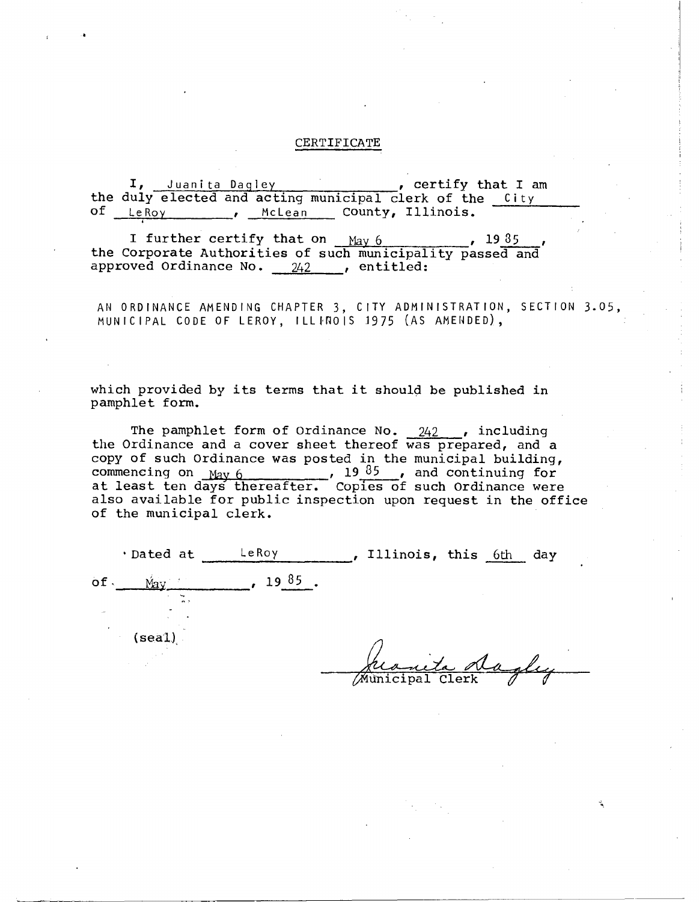# CERTIFICATE

I, Juanita Dagley, certify that I am the duly elected and acting municipal clerk of the City of LeRoy, McLean County, Illinois.

I further certify that on May 6, 19 85, the Corporate Authorities of such municipality passed and approved Ordinance No. 242, entitled:

AN ORDINANCE AMENDING CHAPTER 3, CITY ADMINISTRATION, SECTION 3.05, MUNICIPAL CODE OF LEROY, ILLINOIS 1975 (AS AMENDED),

which provided by its terms that it should be published in pamphlet form.

The pamphlet form of Ordinance No. 242, including the Ordinance and a cover sheet thereof was prepared, and a copy of such Ordinance was posted in the municipal building, commencing on May 6, 19 85, and continuing for at least ten days thereafter. Copies of such Ordinance were also available for public inspection upon request in the office of the municipal clerk.

Dated at LeRoy, Illinois, this 6th day of May, 19 85.

(seal)

Juanita Dagley
Municipal Clerk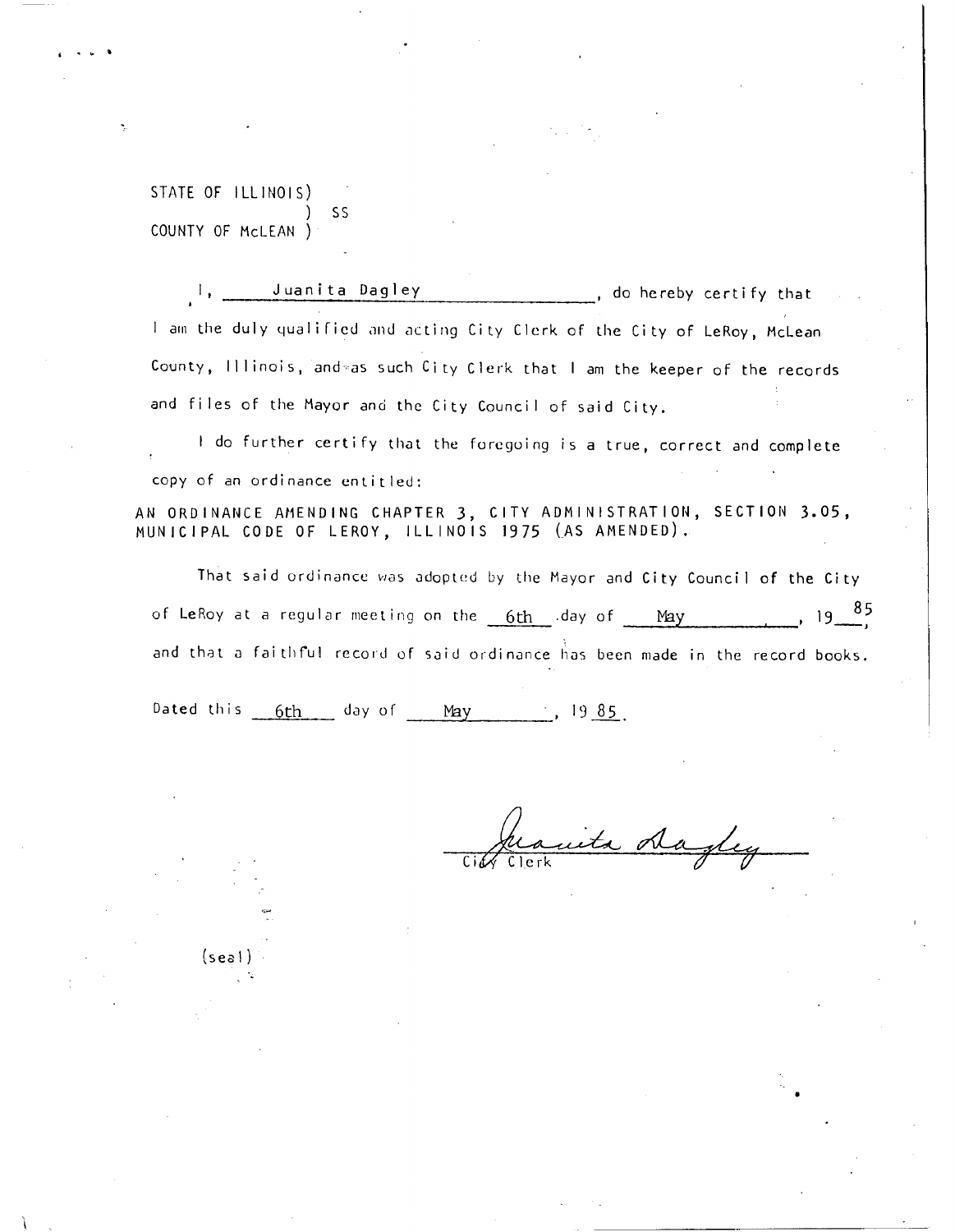STATE OF ILLINOIS)
) SS
COUNTY OF McLEAN )

I, Juanita Dagley, do hereby certify that I am the duly qualified and acting City Clerk of the City of LeRoy, McLean County, Illinois, and as such City Clerk that I am the keeper of the records and files of the Mayor and the City Council of said City.

I do further certify that the foregoing is a true, correct and complete copy of an ordinance entitled:

AN ORDINANCE AMENDING CHAPTER 3, CITY ADMINISTRATION, SECTION 3.05, MUNICIPAL CODE OF LEROY, ILLINOIS 1975 (AS AMENDED).

That said ordinance was adopted by the Mayor and City Council of the City of LeRoy at a regular meeting on the 6th day of May, 1985, and that a faithful record of said ordinance has been made in the record books.

Dated this 6th day of May, 1985.

Juanita Dagley
City Clerk

(seal)